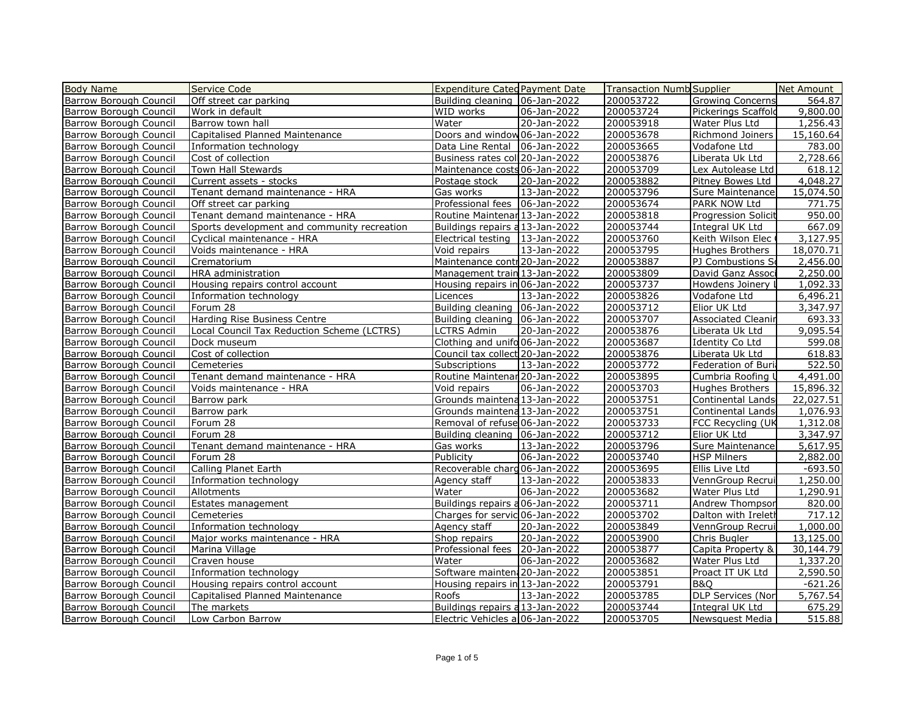| Body Name | Service Code | Expenditure Categ | Payment Date | Transaction Numb | Supplier | Net Amount |
|---|---|---|---|---|---|---|
| Barrow Borough Council | Off street car parking | Building cleaning | 06-Jan-2022 | 200053722 | Growing Concerns | 564.87 |
| Barrow Borough Council | Work in default | WID works | 06-Jan-2022 | 200053724 | Pickerings Scaffold | 9,800.00 |
| Barrow Borough Council | Barrow town hall | Water | 20-Jan-2022 | 200053918 | Water Plus Ltd | 1,256.43 |
| Barrow Borough Council | Capitalised Planned Maintenance | Doors and window | 06-Jan-2022 | 200053678 | Richmond Joiners | 15,160.64 |
| Barrow Borough Council | Information technology | Data Line Rental | 06-Jan-2022 | 200053665 | Vodafone Ltd | 783.00 |
| Barrow Borough Council | Cost of collection | Business rates col | 20-Jan-2022 | 200053876 | Liberata Uk Ltd | 2,728.66 |
| Barrow Borough Council | Town Hall Stewards | Maintenance costs | 06-Jan-2022 | 200053709 | Lex Autolease Ltd | 618.12 |
| Barrow Borough Council | Current assets - stocks | Postage stock | 20-Jan-2022 | 200053882 | Pitney Bowes Ltd | 4,048.27 |
| Barrow Borough Council | Tenant demand maintenance - HRA | Gas works | 13-Jan-2022 | 200053796 | Sure Maintenance | 15,074.50 |
| Barrow Borough Council | Off street car parking | Professional fees | 06-Jan-2022 | 200053674 | PARK NOW Ltd | 771.75 |
| Barrow Borough Council | Tenant demand maintenance - HRA | Routine Maintenar | 13-Jan-2022 | 200053818 | Progression Solicit | 950.00 |
| Barrow Borough Council | Sports development and community recreation | Buildings repairs a | 13-Jan-2022 | 200053744 | Integral UK Ltd | 667.09 |
| Barrow Borough Council | Cyclical maintenance - HRA | Electrical testing | 13-Jan-2022 | 200053760 | Keith Wilson Elec | 3,127.95 |
| Barrow Borough Council | Voids maintenance - HRA | Void repairs | 13-Jan-2022 | 200053795 | Hughes Brothers | 18,070.71 |
| Barrow Borough Council | Crematorium | Maintenance contr | 20-Jan-2022 | 200053887 | PJ Combustions S | 2,456.00 |
| Barrow Borough Council | HRA administration | Management train | 13-Jan-2022 | 200053809 | David Ganz Associ | 2,250.00 |
| Barrow Borough Council | Housing repairs control account | Housing repairs in | 06-Jan-2022 | 200053737 | Howdens Joinery | 1,092.33 |
| Barrow Borough Council | Information technology | Licences | 13-Jan-2022 | 200053826 | Vodafone Ltd | 6,496.21 |
| Barrow Borough Council | Forum 28 | Building cleaning | 06-Jan-2022 | 200053712 | Elior UK Ltd | 3,347.97 |
| Barrow Borough Council | Harding Rise Business Centre | Building cleaning | 06-Jan-2022 | 200053707 | Associated Cleanir | 693.33 |
| Barrow Borough Council | Local Council Tax Reduction Scheme (LCTRS) | LCTRS Admin | 20-Jan-2022 | 200053876 | Liberata Uk Ltd | 9,095.54 |
| Barrow Borough Council | Dock museum | Clothing and unifo | 06-Jan-2022 | 200053687 | Identity Co Ltd | 599.08 |
| Barrow Borough Council | Cost of collection | Council tax collect | 20-Jan-2022 | 200053876 | Liberata Uk Ltd | 618.83 |
| Barrow Borough Council | Cemeteries | Subscriptions | 13-Jan-2022 | 200053772 | Federation of Buri | 522.50 |
| Barrow Borough Council | Tenant demand maintenance - HRA | Routine Maintenar | 20-Jan-2022 | 200053895 | Cumbria Roofing | 4,491.00 |
| Barrow Borough Council | Voids maintenance - HRA | Void repairs | 06-Jan-2022 | 200053703 | Hughes Brothers | 15,896.32 |
| Barrow Borough Council | Barrow park | Grounds maintena | 13-Jan-2022 | 200053751 | Continental Lands | 22,027.51 |
| Barrow Borough Council | Barrow park | Grounds maintena | 13-Jan-2022 | 200053751 | Continental Lands | 1,076.93 |
| Barrow Borough Council | Forum 28 | Removal of refuse | 06-Jan-2022 | 200053733 | FCC Recycling (UK | 1,312.08 |
| Barrow Borough Council | Forum 28 | Building cleaning | 06-Jan-2022 | 200053712 | Elior UK Ltd | 3,347.97 |
| Barrow Borough Council | Tenant demand maintenance - HRA | Gas works | 13-Jan-2022 | 200053796 | Sure Maintenance | 5,617.95 |
| Barrow Borough Council | Forum 28 | Publicity | 06-Jan-2022 | 200053740 | HSP Milners | 2,882.00 |
| Barrow Borough Council | Calling Planet Earth | Recoverable charg | 06-Jan-2022 | 200053695 | Ellis Live Ltd | -693.50 |
| Barrow Borough Council | Information technology | Agency staff | 13-Jan-2022 | 200053833 | VennGroup Recrui | 1,250.00 |
| Barrow Borough Council | Allotments | Water | 06-Jan-2022 | 200053682 | Water Plus Ltd | 1,290.91 |
| Barrow Borough Council | Estates management | Buildings repairs a | 06-Jan-2022 | 200053711 | Andrew Thompson | 820.00 |
| Barrow Borough Council | Cemeteries | Charges for servic | 06-Jan-2022 | 200053702 | Dalton with Irelet | 717.12 |
| Barrow Borough Council | Information technology | Agency staff | 20-Jan-2022 | 200053849 | VennGroup Recrui | 1,000.00 |
| Barrow Borough Council | Major works maintenance - HRA | Shop repairs | 20-Jan-2022 | 200053900 | Chris Bugler | 13,125.00 |
| Barrow Borough Council | Marina Village | Professional fees | 20-Jan-2022 | 200053877 | Capita Property & | 30,144.79 |
| Barrow Borough Council | Craven house | Water | 06-Jan-2022 | 200053682 | Water Plus Ltd | 1,337.20 |
| Barrow Borough Council | Information technology | Software mainten | 20-Jan-2022 | 200053851 | Proact IT UK Ltd | 2,590.50 |
| Barrow Borough Council | Housing repairs control account | Housing repairs in | 13-Jan-2022 | 200053791 | B&Q | -621.26 |
| Barrow Borough Council | Capitalised Planned Maintenance | Roofs | 13-Jan-2022 | 200053785 | DLP Services (Nor | 5,767.54 |
| Barrow Borough Council | The markets | Buildings repairs a | 13-Jan-2022 | 200053744 | Integral UK Ltd | 675.29 |
| Barrow Borough Council | Low Carbon Barrow | Electric Vehicles a | 06-Jan-2022 | 200053705 | Newsquest Media | 515.88 |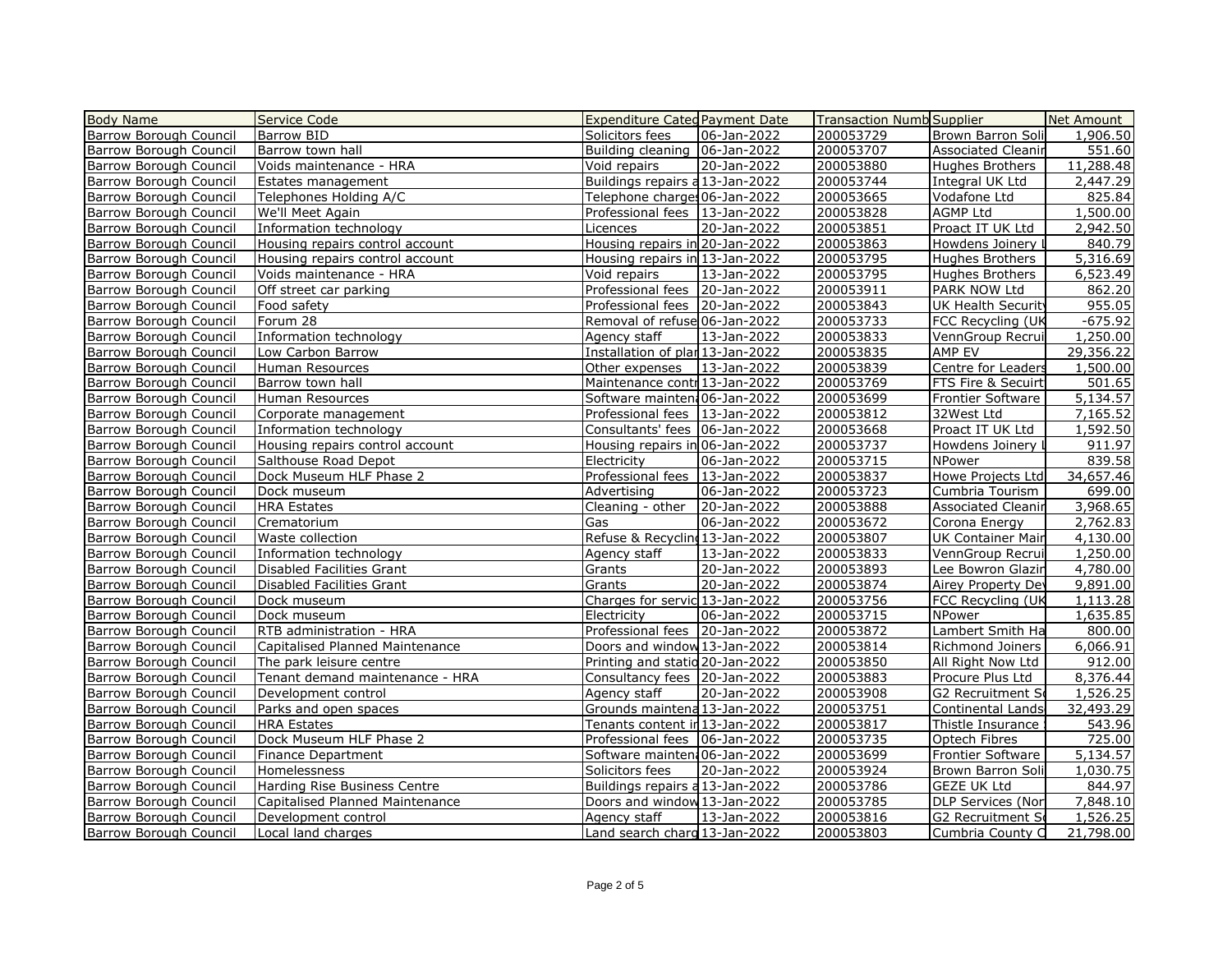| Body Name | Service Code | Expenditure Categ | Payment Date | Transaction Numb | Supplier | Net Amount |
|---|---|---|---|---|---|---|
| Barrow Borough Council | Barrow BID | Solicitors fees | 06-Jan-2022 | 200053729 | Brown Barron Soli | 1,906.50 |
| Barrow Borough Council | Barrow town hall | Building cleaning | 06-Jan-2022 | 200053707 | Associated Cleanin | 551.60 |
| Barrow Borough Council | Voids maintenance - HRA | Void repairs | 20-Jan-2022 | 200053880 | Hughes Brothers | 11,288.48 |
| Barrow Borough Council | Estates management | Buildings repairs a | 13-Jan-2022 | 200053744 | Integral UK Ltd | 2,447.29 |
| Barrow Borough Council | Telephones Holding A/C | Telephone charges | 06-Jan-2022 | 200053665 | Vodafone Ltd | 825.84 |
| Barrow Borough Council | We'll Meet Again | Professional fees | 13-Jan-2022 | 200053828 | AGMP Ltd | 1,500.00 |
| Barrow Borough Council | Information technology | Licences | 20-Jan-2022 | 200053851 | Proact IT UK Ltd | 2,942.50 |
| Barrow Borough Council | Housing repairs control account | Housing repairs in | 20-Jan-2022 | 200053863 | Howdens Joinery L | 840.79 |
| Barrow Borough Council | Housing repairs control account | Housing repairs in | 13-Jan-2022 | 200053795 | Hughes Brothers | 5,316.69 |
| Barrow Borough Council | Voids maintenance - HRA | Void repairs | 13-Jan-2022 | 200053795 | Hughes Brothers | 6,523.49 |
| Barrow Borough Council | Off street car parking | Professional fees | 20-Jan-2022 | 200053911 | PARK NOW Ltd | 862.20 |
| Barrow Borough Council | Food safety | Professional fees | 20-Jan-2022 | 200053843 | UK Health Security | 955.05 |
| Barrow Borough Council | Forum 28 | Removal of refuse | 06-Jan-2022 | 200053733 | FCC Recycling (UK | -675.92 |
| Barrow Borough Council | Information technology | Agency staff | 13-Jan-2022 | 200053833 | VennGroup Recrui | 1,250.00 |
| Barrow Borough Council | Low Carbon Barrow | Installation of plan | 13-Jan-2022 | 200053835 | AMP EV | 29,356.22 |
| Barrow Borough Council | Human Resources | Other expenses | 13-Jan-2022 | 200053839 | Centre for Leaders | 1,500.00 |
| Barrow Borough Council | Barrow town hall | Maintenance contr | 13-Jan-2022 | 200053769 | FTS Fire & Secuirt | 501.65 |
| Barrow Borough Council | Human Resources | Software mainten | 06-Jan-2022 | 200053699 | Frontier Software | 5,134.57 |
| Barrow Borough Council | Corporate management | Professional fees | 13-Jan-2022 | 200053812 | 32West Ltd | 7,165.52 |
| Barrow Borough Council | Information technology | Consultants' fees | 06-Jan-2022 | 200053668 | Proact IT UK Ltd | 1,592.50 |
| Barrow Borough Council | Housing repairs control account | Housing repairs in | 06-Jan-2022 | 200053737 | Howdens Joinery L | 911.97 |
| Barrow Borough Council | Salthouse Road Depot | Electricity | 06-Jan-2022 | 200053715 | NPower | 839.58 |
| Barrow Borough Council | Dock Museum HLF Phase 2 | Professional fees | 13-Jan-2022 | 200053837 | Howe Projects Ltd | 34,657.46 |
| Barrow Borough Council | Dock museum | Advertising | 06-Jan-2022 | 200053723 | Cumbria Tourism | 699.00 |
| Barrow Borough Council | HRA Estates | Cleaning - other | 20-Jan-2022 | 200053888 | Associated Cleanin | 3,968.65 |
| Barrow Borough Council | Crematorium | Gas | 06-Jan-2022 | 200053672 | Corona Energy | 2,762.83 |
| Barrow Borough Council | Waste collection | Refuse & Recyclin | 13-Jan-2022 | 200053807 | UK Container Main | 4,130.00 |
| Barrow Borough Council | Information technology | Agency staff | 13-Jan-2022 | 200053833 | VennGroup Recrui | 1,250.00 |
| Barrow Borough Council | Disabled Facilities Grant | Grants | 20-Jan-2022 | 200053893 | Lee Bowron Glazin | 4,780.00 |
| Barrow Borough Council | Disabled Facilities Grant | Grants | 20-Jan-2022 | 200053874 | Airey Property Dev | 9,891.00 |
| Barrow Borough Council | Dock museum | Charges for servic | 13-Jan-2022 | 200053756 | FCC Recycling (UK | 1,113.28 |
| Barrow Borough Council | Dock museum | Electricity | 06-Jan-2022 | 200053715 | NPower | 1,635.85 |
| Barrow Borough Council | RTB administration - HRA | Professional fees | 20-Jan-2022 | 200053872 | Lambert Smith Ha | 800.00 |
| Barrow Borough Council | Capitalised Planned Maintenance | Doors and window | 13-Jan-2022 | 200053814 | Richmond Joiners | 6,066.91 |
| Barrow Borough Council | The park leisure centre | Printing and statio | 20-Jan-2022 | 200053850 | All Right Now Ltd | 912.00 |
| Barrow Borough Council | Tenant demand maintenance - HRA | Consultancy fees | 20-Jan-2022 | 200053883 | Procure Plus Ltd | 8,376.44 |
| Barrow Borough Council | Development control | Agency staff | 20-Jan-2022 | 200053908 | G2 Recruitment S | 1,526.25 |
| Barrow Borough Council | Parks and open spaces | Grounds maintena | 13-Jan-2022 | 200053751 | Continental Lands | 32,493.29 |
| Barrow Borough Council | HRA Estates | Tenants content in | 13-Jan-2022 | 200053817 | Thistle Insurance | 543.96 |
| Barrow Borough Council | Dock Museum HLF Phase 2 | Professional fees | 06-Jan-2022 | 200053735 | Optech Fibres | 725.00 |
| Barrow Borough Council | Finance Department | Software mainten | 06-Jan-2022 | 200053699 | Frontier Software | 5,134.57 |
| Barrow Borough Council | Homelessness | Solicitors fees | 20-Jan-2022 | 200053924 | Brown Barron Soli | 1,030.75 |
| Barrow Borough Council | Harding Rise Business Centre | Buildings repairs a | 13-Jan-2022 | 200053786 | GEZE UK Ltd | 844.97 |
| Barrow Borough Council | Capitalised Planned Maintenance | Doors and window | 13-Jan-2022 | 200053785 | DLP Services (Nor | 7,848.10 |
| Barrow Borough Council | Development control | Agency staff | 13-Jan-2022 | 200053816 | G2 Recruitment S | 1,526.25 |
| Barrow Borough Council | Local land charges | Land search charg | 13-Jan-2022 | 200053803 | Cumbria County C | 21,798.00 |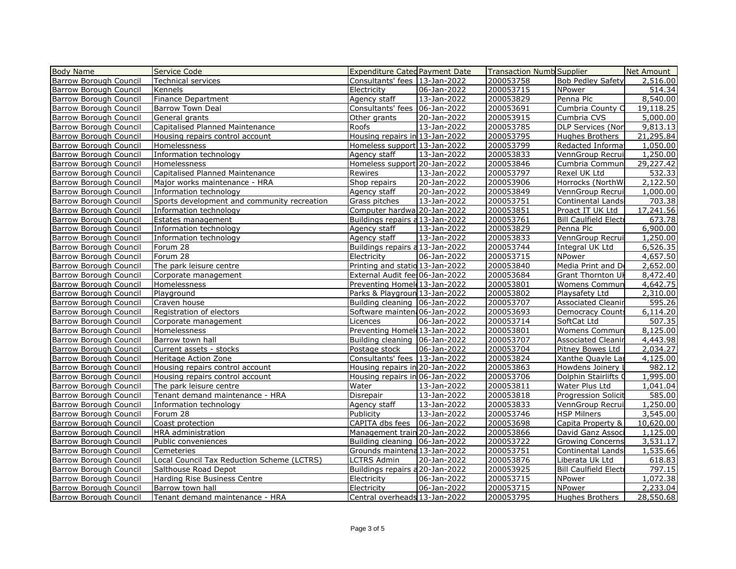| Body Name | Service Code | Expenditure Category | Payment Date | Transaction Number | Supplier | Net Amount |
|---|---|---|---|---|---|---|
| Barrow Borough Council | Technical services | Consultants' fees | 13-Jan-2022 | 200053758 | Bob Pedley Safety | 2,516.00 |
| Barrow Borough Council | Kennels | Electricity | 06-Jan-2022 | 200053715 | NPower | 514.34 |
| Barrow Borough Council | Finance Department | Agency staff | 13-Jan-2022 | 200053829 | Penna Plc | 8,540.00 |
| Barrow Borough Council | Barrow Town Deal | Consultants' fees | 06-Jan-2022 | 200053691 | Cumbria County C | 19,118.25 |
| Barrow Borough Council | General grants | Other grants | 20-Jan-2022 | 200053915 | Cumbria CVS | 5,000.00 |
| Barrow Borough Council | Capitalised Planned Maintenance | Roofs | 13-Jan-2022 | 200053785 | DLP Services (Nor | 9,813.13 |
| Barrow Borough Council | Housing repairs control account | Housing repairs in | 13-Jan-2022 | 200053795 | Hughes Brothers | 21,295.84 |
| Barrow Borough Council | Homelessness | Homeless support | 13-Jan-2022 | 200053799 | Redacted Informa | 1,050.00 |
| Barrow Borough Council | Information technology | Agency staff | 13-Jan-2022 | 200053833 | VennGroup Recrui | 1,250.00 |
| Barrow Borough Council | Homelessness | Homeless support | 20-Jan-2022 | 200053846 | Cumbria Commun | 29,227.42 |
| Barrow Borough Council | Capitalised Planned Maintenance | Rewires | 13-Jan-2022 | 200053797 | Rexel UK Ltd | 532.33 |
| Barrow Borough Council | Major works maintenance - HRA | Shop repairs | 20-Jan-2022 | 200053906 | Horrocks (NorthW | 2,122.50 |
| Barrow Borough Council | Information technology | Agency staff | 20-Jan-2022 | 200053849 | VennGroup Recrui | 1,000.00 |
| Barrow Borough Council | Sports development and community recreation | Grass pitches | 13-Jan-2022 | 200053751 | Continental Lands | 703.38 |
| Barrow Borough Council | Information technology | Computer hardwa | 20-Jan-2022 | 200053851 | Proact IT UK Ltd | 17,241.56 |
| Barrow Borough Council | Estates management | Buildings repairs a | 13-Jan-2022 | 200053761 | Bill Caulfield Electr | 673.78 |
| Barrow Borough Council | Information technology | Agency staff | 13-Jan-2022 | 200053829 | Penna Plc | 6,900.00 |
| Barrow Borough Council | Information technology | Agency staff | 13-Jan-2022 | 200053833 | VennGroup Recrui | 1,250.00 |
| Barrow Borough Council | Forum 28 | Buildings repairs a | 13-Jan-2022 | 200053744 | Integral UK Ltd | 6,526.35 |
| Barrow Borough Council | Forum 28 | Electricity | 06-Jan-2022 | 200053715 | NPower | 4,657.50 |
| Barrow Borough Council | The park leisure centre | Printing and statio | 13-Jan-2022 | 200053840 | Media Print and De | 2,652.00 |
| Barrow Borough Council | Corporate management | External Audit fee | 06-Jan-2022 | 200053684 | Grant Thornton UK | 8,472.40 |
| Barrow Borough Council | Homelessness | Preventing Homele | 13-Jan-2022 | 200053801 | Womens Commun | 4,642.75 |
| Barrow Borough Council | Playground | Parks & Playgroun | 13-Jan-2022 | 200053802 | Playsafety Ltd | 2,310.00 |
| Barrow Borough Council | Craven house | Building cleaning | 06-Jan-2022 | 200053707 | Associated Cleanir | 595.26 |
| Barrow Borough Council | Registration of electors | Software maintena | 06-Jan-2022 | 200053693 | Democracy Counts | 6,114.20 |
| Barrow Borough Council | Corporate management | Licences | 06-Jan-2022 | 200053714 | SoftCat Ltd | 507.35 |
| Barrow Borough Council | Homelessness | Preventing Homele | 13-Jan-2022 | 200053801 | Womens Commun | 8,125.00 |
| Barrow Borough Council | Barrow town hall | Building cleaning | 06-Jan-2022 | 200053707 | Associated Cleanir | 4,443.98 |
| Barrow Borough Council | Current assets - stocks | Postage stock | 06-Jan-2022 | 200053704 | Pitney Bowes Ltd | 2,034.27 |
| Barrow Borough Council | Heritage Action Zone | Consultants' fees | 13-Jan-2022 | 200053824 | Xanthe Quayle Lar | 4,125.00 |
| Barrow Borough Council | Housing repairs control account | Housing repairs in | 20-Jan-2022 | 200053863 | Howdens Joinery L | 982.12 |
| Barrow Borough Council | Housing repairs control account | Housing repairs in | 06-Jan-2022 | 200053706 | Dolphin Stairlifts C | 1,995.00 |
| Barrow Borough Council | The park leisure centre | Water | 13-Jan-2022 | 200053811 | Water Plus Ltd | 1,041.04 |
| Barrow Borough Council | Tenant demand maintenance - HRA | Disrepair | 13-Jan-2022 | 200053818 | Progression Solicit | 585.00 |
| Barrow Borough Council | Information technology | Agency staff | 13-Jan-2022 | 200053833 | VennGroup Recrui | 1,250.00 |
| Barrow Borough Council | Forum 28 | Publicity | 13-Jan-2022 | 200053746 | HSP Milners | 3,545.00 |
| Barrow Borough Council | Coast protection | CAPITA dbs fees | 06-Jan-2022 | 200053698 | Capita Property & | 10,620.00 |
| Barrow Borough Council | HRA administration | Management train | 20-Jan-2022 | 200053866 | David Ganz Associ | 1,125.00 |
| Barrow Borough Council | Public conveniences | Building cleaning | 06-Jan-2022 | 200053722 | Growing Concerns | 3,531.17 |
| Barrow Borough Council | Cemeteries | Grounds maintena | 13-Jan-2022 | 200053751 | Continental Lands | 1,535.66 |
| Barrow Borough Council | Local Council Tax Reduction Scheme (LCTRS) | LCTRS Admin | 20-Jan-2022 | 200053876 | Liberata Uk Ltd | 618.83 |
| Barrow Borough Council | Salthouse Road Depot | Buildings repairs a | 20-Jan-2022 | 200053925 | Bill Caulfield Electr | 797.15 |
| Barrow Borough Council | Harding Rise Business Centre | Electricity | 06-Jan-2022 | 200053715 | NPower | 1,072.38 |
| Barrow Borough Council | Barrow town hall | Electricity | 06-Jan-2022 | 200053715 | NPower | 2,233.04 |
| Barrow Borough Council | Tenant demand maintenance - HRA | Central overheads | 13-Jan-2022 | 200053795 | Hughes Brothers | 28,550.68 |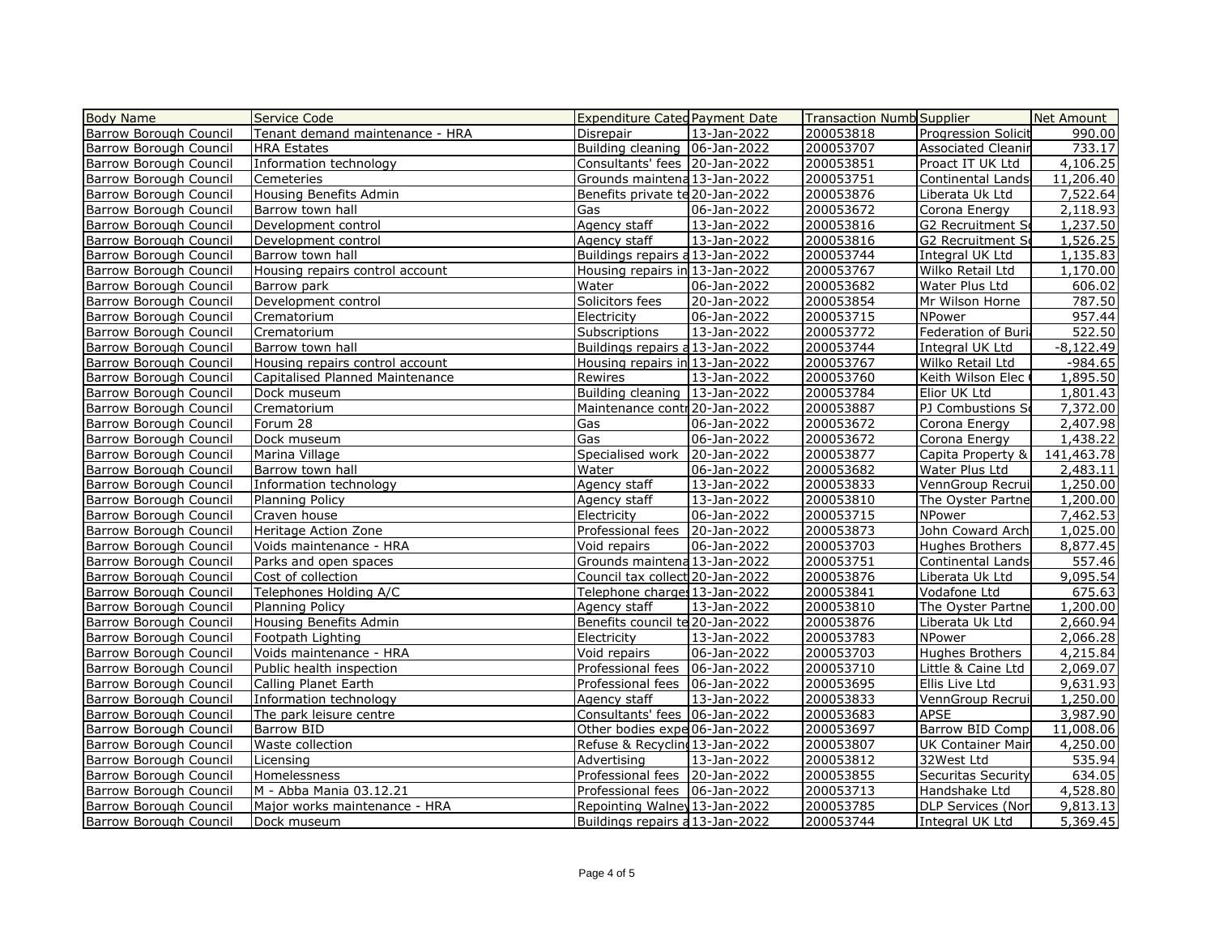| Body Name | Service Code | Expenditure Categ | Payment Date | Transaction Numb | Supplier | Net Amount |
|---|---|---|---|---|---|---|
| Barrow Borough Council | Tenant demand maintenance - HRA | Disrepair | 13-Jan-2022 | 200053818 | Progression Solicit | 990.00 |
| Barrow Borough Council | HRA Estates | Building cleaning | 06-Jan-2022 | 200053707 | Associated Cleanin | 733.17 |
| Barrow Borough Council | Information technology | Consultants' fees | 20-Jan-2022 | 200053851 | Proact IT UK Ltd | 4,106.25 |
| Barrow Borough Council | Cemeteries | Grounds maintena | 13-Jan-2022 | 200053751 | Continental Lands | 11,206.40 |
| Barrow Borough Council | Housing Benefits Admin | Benefits private te | 20-Jan-2022 | 200053876 | Liberata Uk Ltd | 7,522.64 |
| Barrow Borough Council | Barrow town hall | Gas | 06-Jan-2022 | 200053672 | Corona Energy | 2,118.93 |
| Barrow Borough Council | Development control | Agency staff | 13-Jan-2022 | 200053816 | G2 Recruitment S | 1,237.50 |
| Barrow Borough Council | Development control | Agency staff | 13-Jan-2022 | 200053816 | G2 Recruitment S | 1,526.25 |
| Barrow Borough Council | Barrow town hall | Buildings repairs a | 13-Jan-2022 | 200053744 | Integral UK Ltd | 1,135.83 |
| Barrow Borough Council | Housing repairs control account | Housing repairs in | 13-Jan-2022 | 200053767 | Wilko Retail Ltd | 1,170.00 |
| Barrow Borough Council | Barrow park | Water | 06-Jan-2022 | 200053682 | Water Plus Ltd | 606.02 |
| Barrow Borough Council | Development control | Solicitors fees | 20-Jan-2022 | 200053854 | Mr Wilson Horne | 787.50 |
| Barrow Borough Council | Crematorium | Electricity | 06-Jan-2022 | 200053715 | NPower | 957.44 |
| Barrow Borough Council | Crematorium | Subscriptions | 13-Jan-2022 | 200053772 | Federation of Buri | 522.50 |
| Barrow Borough Council | Barrow town hall | Buildings repairs a | 13-Jan-2022 | 200053744 | Integral UK Ltd | -8,122.49 |
| Barrow Borough Council | Housing repairs control account | Housing repairs in | 13-Jan-2022 | 200053767 | Wilko Retail Ltd | -984.65 |
| Barrow Borough Council | Capitalised Planned Maintenance | Rewires | 13-Jan-2022 | 200053760 | Keith Wilson Elec | 1,895.50 |
| Barrow Borough Council | Dock museum | Building cleaning | 13-Jan-2022 | 200053784 | Elior UK Ltd | 1,801.43 |
| Barrow Borough Council | Crematorium | Maintenance contr | 20-Jan-2022 | 200053887 | PJ Combustions S | 7,372.00 |
| Barrow Borough Council | Forum 28 | Gas | 06-Jan-2022 | 200053672 | Corona Energy | 2,407.98 |
| Barrow Borough Council | Dock museum | Gas | 06-Jan-2022 | 200053672 | Corona Energy | 1,438.22 |
| Barrow Borough Council | Marina Village | Specialised work | 20-Jan-2022 | 200053877 | Capita Property & | 141,463.78 |
| Barrow Borough Council | Barrow town hall | Water | 06-Jan-2022 | 200053682 | Water Plus Ltd | 2,483.11 |
| Barrow Borough Council | Information technology | Agency staff | 13-Jan-2022 | 200053833 | VennGroup Recrui | 1,250.00 |
| Barrow Borough Council | Planning Policy | Agency staff | 13-Jan-2022 | 200053810 | The Oyster Partne | 1,200.00 |
| Barrow Borough Council | Craven house | Electricity | 06-Jan-2022 | 200053715 | NPower | 7,462.53 |
| Barrow Borough Council | Heritage Action Zone | Professional fees | 20-Jan-2022 | 200053873 | John Coward Arch | 1,025.00 |
| Barrow Borough Council | Voids maintenance - HRA | Void repairs | 06-Jan-2022 | 200053703 | Hughes Brothers | 8,877.45 |
| Barrow Borough Council | Parks and open spaces | Grounds maintena | 13-Jan-2022 | 200053751 | Continental Lands | 557.46 |
| Barrow Borough Council | Cost of collection | Council tax collect | 20-Jan-2022 | 200053876 | Liberata Uk Ltd | 9,095.54 |
| Barrow Borough Council | Telephones Holding A/C | Telephone charges | 13-Jan-2022 | 200053841 | Vodafone Ltd | 675.63 |
| Barrow Borough Council | Planning Policy | Agency staff | 13-Jan-2022 | 200053810 | The Oyster Partne | 1,200.00 |
| Barrow Borough Council | Housing Benefits Admin | Benefits council te | 20-Jan-2022 | 200053876 | Liberata Uk Ltd | 2,660.94 |
| Barrow Borough Council | Footpath Lighting | Electricity | 13-Jan-2022 | 200053783 | NPower | 2,066.28 |
| Barrow Borough Council | Voids maintenance - HRA | Void repairs | 06-Jan-2022 | 200053703 | Hughes Brothers | 4,215.84 |
| Barrow Borough Council | Public health inspection | Professional fees | 06-Jan-2022 | 200053710 | Little & Caine Ltd | 2,069.07 |
| Barrow Borough Council | Calling Planet Earth | Professional fees | 06-Jan-2022 | 200053695 | Ellis Live Ltd | 9,631.93 |
| Barrow Borough Council | Information technology | Agency staff | 13-Jan-2022 | 200053833 | VennGroup Recrui | 1,250.00 |
| Barrow Borough Council | The park leisure centre | Consultants' fees | 06-Jan-2022 | 200053683 | APSE | 3,987.90 |
| Barrow Borough Council | Barrow BID | Other bodies expe | 06-Jan-2022 | 200053697 | Barrow BID Comp | 11,008.06 |
| Barrow Borough Council | Waste collection | Refuse & Recyclin | 13-Jan-2022 | 200053807 | UK Container Mair | 4,250.00 |
| Barrow Borough Council | Licensing | Advertising | 13-Jan-2022 | 200053812 | 32West Ltd | 535.94 |
| Barrow Borough Council | Homelessness | Professional fees | 20-Jan-2022 | 200053855 | Securitas Security | 634.05 |
| Barrow Borough Council | M - Abba Mania 03.12.21 | Professional fees | 06-Jan-2022 | 200053713 | Handshake Ltd | 4,528.80 |
| Barrow Borough Council | Major works maintenance - HRA | Repointing Walney | 13-Jan-2022 | 200053785 | DLP Services (Nor | 9,813.13 |
| Barrow Borough Council | Dock museum | Buildings repairs a | 13-Jan-2022 | 200053744 | Integral UK Ltd | 5,369.45 |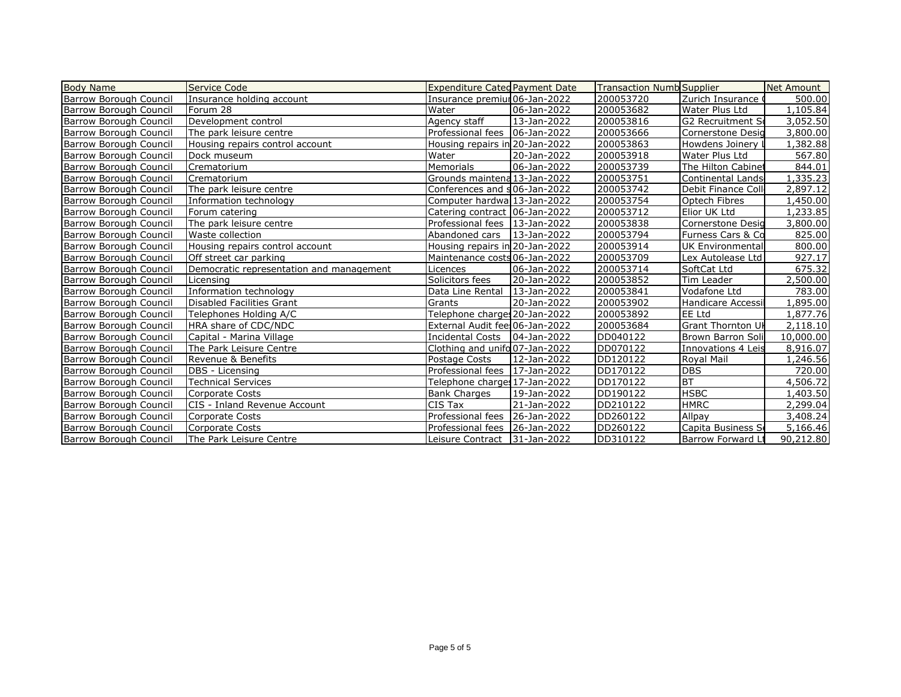| Body Name | Service Code | Expenditure Categ | Payment Date | Transaction Numb | Supplier | Net Amount |
|---|---|---|---|---|---|---|
| Barrow Borough Council | Insurance holding account | Insurance premiu | 06-Jan-2022 | 200053720 | Zurich Insurance ( | 500.00 |
| Barrow Borough Council | Forum 28 | Water | 06-Jan-2022 | 200053682 | Water Plus Ltd | 1,105.84 |
| Barrow Borough Council | Development control | Agency staff | 13-Jan-2022 | 200053816 | G2 Recruitment S | 3,052.50 |
| Barrow Borough Council | The park leisure centre | Professional fees | 06-Jan-2022 | 200053666 | Cornerstone Desig | 3,800.00 |
| Barrow Borough Council | Housing repairs control account | Housing repairs in | 20-Jan-2022 | 200053863 | Howdens Joinery | 1,382.88 |
| Barrow Borough Council | Dock museum | Water | 20-Jan-2022 | 200053918 | Water Plus Ltd | 567.80 |
| Barrow Borough Council | Crematorium | Memorials | 06-Jan-2022 | 200053739 | The Hilton Cabinet | 844.01 |
| Barrow Borough Council | Crematorium | Grounds maintena | 13-Jan-2022 | 200053751 | Continental Lands | 1,335.23 |
| Barrow Borough Council | The park leisure centre | Conferences and s | 06-Jan-2022 | 200053742 | Debit Finance Coll | 2,897.12 |
| Barrow Borough Council | Information technology | Computer hardwa | 13-Jan-2022 | 200053754 | Optech Fibres | 1,450.00 |
| Barrow Borough Council | Forum catering | Catering contract | 06-Jan-2022 | 200053712 | Elior UK Ltd | 1,233.85 |
| Barrow Borough Council | The park leisure centre | Professional fees | 13-Jan-2022 | 200053838 | Cornerstone Desig | 3,800.00 |
| Barrow Borough Council | Waste collection | Abandoned cars | 13-Jan-2022 | 200053794 | Furness Cars & Co | 825.00 |
| Barrow Borough Council | Housing repairs control account | Housing repairs in | 20-Jan-2022 | 200053914 | UK Environmental | 800.00 |
| Barrow Borough Council | Off street car parking | Maintenance costs | 06-Jan-2022 | 200053709 | Lex Autolease Ltd | 927.17 |
| Barrow Borough Council | Democratic representation and management | Licences | 06-Jan-2022 | 200053714 | SoftCat Ltd | 675.32 |
| Barrow Borough Council | Licensing | Solicitors fees | 20-Jan-2022 | 200053852 | Tim Leader | 2,500.00 |
| Barrow Borough Council | Information technology | Data Line Rental | 13-Jan-2022 | 200053841 | Vodafone Ltd | 783.00 |
| Barrow Borough Council | Disabled Facilities Grant | Grants | 20-Jan-2022 | 200053902 | Handicare Accessi | 1,895.00 |
| Barrow Borough Council | Telephones Holding A/C | Telephone charges | 20-Jan-2022 | 200053892 | EE Ltd | 1,877.76 |
| Barrow Borough Council | HRA share of CDC/NDC | External Audit fee | 06-Jan-2022 | 200053684 | Grant Thornton U | 2,118.10 |
| Barrow Borough Council | Capital - Marina Village | Incidental Costs | 04-Jan-2022 | DD040122 | Brown Barron Soli | 10,000.00 |
| Barrow Borough Council | The Park Leisure Centre | Clothing and unifo | 07-Jan-2022 | DD070122 | Innovations 4 Leis | 8,916.07 |
| Barrow Borough Council | Revenue & Benefits | Postage Costs | 12-Jan-2022 | DD120122 | Royal Mail | 1,246.56 |
| Barrow Borough Council | DBS - Licensing | Professional fees | 17-Jan-2022 | DD170122 | DBS | 720.00 |
| Barrow Borough Council | Technical Services | Telephone charges | 17-Jan-2022 | DD170122 | BT | 4,506.72 |
| Barrow Borough Council | Corporate Costs | Bank Charges | 19-Jan-2022 | DD190122 | HSBC | 1,403.50 |
| Barrow Borough Council | CIS - Inland Revenue Account | CIS Tax | 21-Jan-2022 | DD210122 | HMRC | 2,299.04 |
| Barrow Borough Council | Corporate Costs | Professional fees | 26-Jan-2022 | DD260122 | Allpay | 3,408.24 |
| Barrow Borough Council | Corporate Costs | Professional fees | 26-Jan-2022 | DD260122 | Capita Business S | 5,166.46 |
| Barrow Borough Council | The Park Leisure Centre | Leisure Contract | 31-Jan-2022 | DD310122 | Barrow Forward Lt | 90,212.80 |